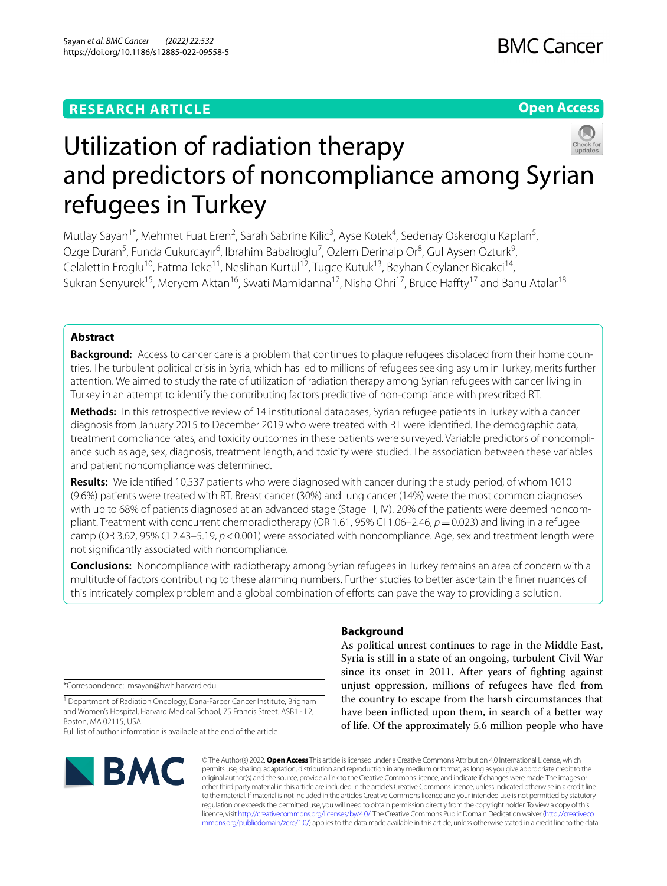RESEARCH ARTICLE

Open Access

# Utilization of radiation therapy and predictors of noncompliance among Syrian refugees in Turkey

Mutlay Sayan[1*], Mehmet Fuat Eren[2], Sarah Sabrine Kilic[3], Ayse Kotek[4], Sedenay Oskeroglu Kaplan[5], Ozge Duran[5], Funda Cukurcayır[6], Ibrahim Babalıoglu[7], Ozlem Derinalp Or[8], Gul Aysen Ozturk[9], Celalettin Eroglu[10], Fatma Teke[11], Neslihan Kurtul[12], Tugce Kutuk[13], Beyhan Ceylaner Bicakci[14], Sukran Senyurek[15], Meryem Aktan[16], Swati Mamidanna[17], Nisha Ohri[17], Bruce Haffty[17] and Banu Atalar[18]

## Abstract

**Background:** Access to cancer care is a problem that continues to plague refugees displaced from their home countries. The turbulent political crisis in Syria, which has led to millions of refugees seeking asylum in Turkey, merits further attention. We aimed to study the rate of utilization of radiation therapy among Syrian refugees with cancer living in Turkey in an attempt to identify the contributing factors predictive of non-compliance with prescribed RT.

**Methods:** In this retrospective review of 14 institutional databases, Syrian refugee patients in Turkey with a cancer diagnosis from January 2015 to December 2019 who were treated with RT were identified. The demographic data, treatment compliance rates, and toxicity outcomes in these patients were surveyed. Variable predictors of noncompliance such as age, sex, diagnosis, treatment length, and toxicity were studied. The association between these variables and patient noncompliance was determined.

**Results:** We identified 10,537 patients who were diagnosed with cancer during the study period, of whom 1010 (9.6%) patients were treated with RT. Breast cancer (30%) and lung cancer (14%) were the most common diagnoses with up to 68% of patients diagnosed at an advanced stage (Stage III, IV). 20% of the patients were deemed noncompliant. Treatment with concurrent chemoradiotherapy (OR 1.61, 95% CI 1.06–2.46, $p = 0.023$) and living in a refugee camp (OR 3.62, 95% CI 2.43–5.19, $p < 0.001$) were associated with noncompliance. Age, sex and treatment length were not significantly associated with noncompliance.

**Conclusions:** Noncompliance with radiotherapy among Syrian refugees in Turkey remains an area of concern with a multitude of factors contributing to these alarming numbers. Further studies to better ascertain the finer nuances of this intricately complex problem and a global combination of efforts can pave the way to providing a solution.

## Background

As political unrest continues to rage in the Middle East, Syria is still in a state of an ongoing, turbulent Civil War since its onset in 2011. After years of fighting against unjust oppression, millions of refugees have fled from the country to escape from the harsh circumstances that have been inflicted upon them, in search of a better way of life. Of the approximately 5.6 million people who have

*Correspondence: msayan@bwh.harvard.edu

[1] Department of Radiation Oncology, Dana-Farber Cancer Institute, Brigham and Women's Hospital, Harvard Medical School, 75 Francis Street. ASB1 - L2, Boston, MA 02115, USA

Full list of author information is available at the end of the article

© The Author(s) 2022. **Open Access** This article is licensed under a Creative Commons Attribution 4.0 International License, which permits use, sharing, adaptation, distribution and reproduction in any medium or format, as long as you give appropriate credit to the original author(s) and the source, provide a link to the Creative Commons licence, and indicate if changes were made. The images or other third party material in this article are included in the article's Creative Commons licence, unless indicated otherwise in a credit line to the material. If material is not included in the article's Creative Commons licence and your intended use is not permitted by statutory regulation or exceeds the permitted use, you will need to obtain permission directly from the copyright holder. To view a copy of this licence, visit http://creativecommons.org/licenses/by/4.0/. The Creative Commons Public Domain Dedication waiver (http://creativecommons.org/publicdomain/zero/1.0/) applies to the data made available in this article, unless otherwise stated in a credit line to the data.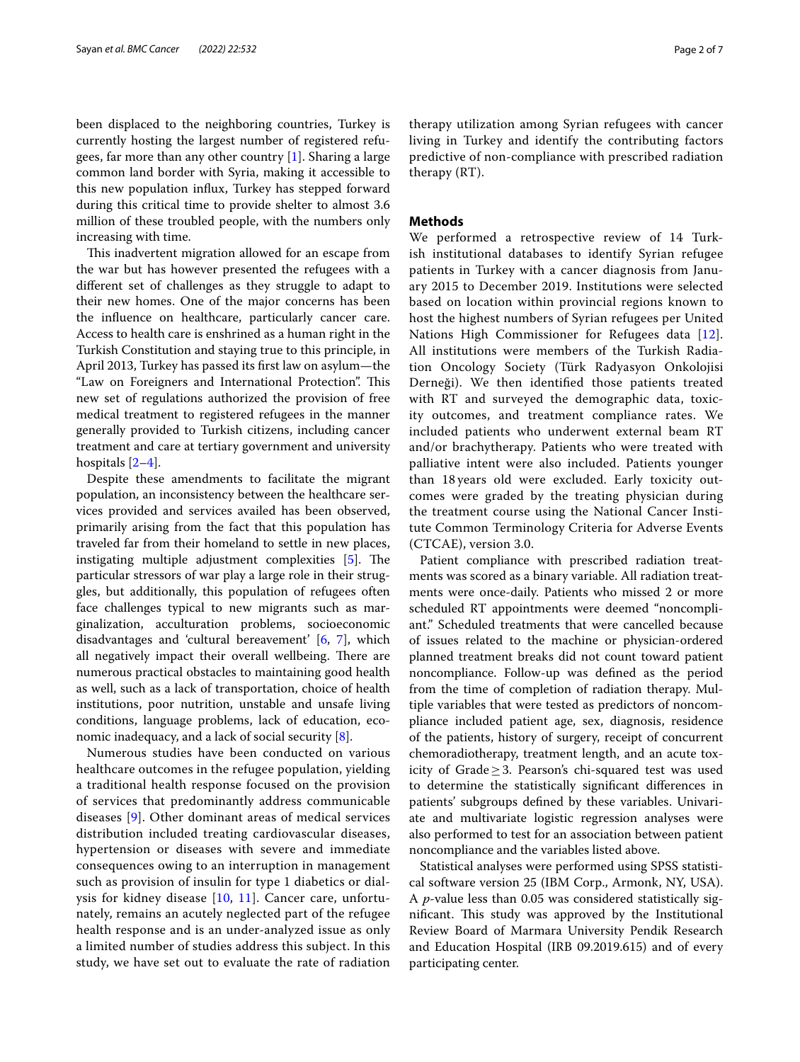been displaced to the neighboring countries, Turkey is currently hosting the largest number of registered refugees, far more than any other country [1]. Sharing a large common land border with Syria, making it accessible to this new population influx, Turkey has stepped forward during this critical time to provide shelter to almost 3.6 million of these troubled people, with the numbers only increasing with time.

This inadvertent migration allowed for an escape from the war but has however presented the refugees with a different set of challenges as they struggle to adapt to their new homes. One of the major concerns has been the influence on healthcare, particularly cancer care. Access to health care is enshrined as a human right in the Turkish Constitution and staying true to this principle, in April 2013, Turkey has passed its first law on asylum—the "Law on Foreigners and International Protection". This new set of regulations authorized the provision of free medical treatment to registered refugees in the manner generally provided to Turkish citizens, including cancer treatment and care at tertiary government and university hospitals [2–4].

Despite these amendments to facilitate the migrant population, an inconsistency between the healthcare services provided and services availed has been observed, primarily arising from the fact that this population has traveled far from their homeland to settle in new places, instigating multiple adjustment complexities [5]. The particular stressors of war play a large role in their struggles, but additionally, this population of refugees often face challenges typical to new migrants such as marginalization, acculturation problems, socioeconomic disadvantages and 'cultural bereavement' [6, 7], which all negatively impact their overall wellbeing. There are numerous practical obstacles to maintaining good health as well, such as a lack of transportation, choice of health institutions, poor nutrition, unstable and unsafe living conditions, language problems, lack of education, economic inadequacy, and a lack of social security [8].

Numerous studies have been conducted on various healthcare outcomes in the refugee population, yielding a traditional health response focused on the provision of services that predominantly address communicable diseases [9]. Other dominant areas of medical services distribution included treating cardiovascular diseases, hypertension or diseases with severe and immediate consequences owing to an interruption in management such as provision of insulin for type 1 diabetics or dialysis for kidney disease [10, 11]. Cancer care, unfortunately, remains an acutely neglected part of the refugee health response and is an under-analyzed issue as only a limited number of studies address this subject. In this study, we have set out to evaluate the rate of radiation therapy utilization among Syrian refugees with cancer living in Turkey and identify the contributing factors predictive of non-compliance with prescribed radiation therapy (RT).

## Methods

We performed a retrospective review of 14 Turkish institutional databases to identify Syrian refugee patients in Turkey with a cancer diagnosis from January 2015 to December 2019. Institutions were selected based on location within provincial regions known to host the highest numbers of Syrian refugees per United Nations High Commissioner for Refugees data [12]. All institutions were members of the Turkish Radiation Oncology Society (Türk Radyasyon Onkolojisi Derneği). We then identified those patients treated with RT and surveyed the demographic data, toxicity outcomes, and treatment compliance rates. We included patients who underwent external beam RT and/or brachytherapy. Patients who were treated with palliative intent were also included. Patients younger than 18 years old were excluded. Early toxicity outcomes were graded by the treating physician during the treatment course using the National Cancer Institute Common Terminology Criteria for Adverse Events (CTCAE), version 3.0.

Patient compliance with prescribed radiation treatments was scored as a binary variable. All radiation treatments were once-daily. Patients who missed 2 or more scheduled RT appointments were deemed "noncompliant." Scheduled treatments that were cancelled because of issues related to the machine or physician-ordered planned treatment breaks did not count toward patient noncompliance. Follow-up was defined as the period from the time of completion of radiation therapy. Multiple variables that were tested as predictors of noncompliance included patient age, sex, diagnosis, residence of the patients, history of surgery, receipt of concurrent chemoradiotherapy, treatment length, and an acute toxicity of Grade $\geq 3$. Pearson's chi-squared test was used to determine the statistically significant differences in patients' subgroups defined by these variables. Univariate and multivariate logistic regression analyses were also performed to test for an association between patient noncompliance and the variables listed above.

Statistical analyses were performed using SPSS statistical software version 25 (IBM Corp., Armonk, NY, USA). A $p$-value less than 0.05 was considered statistically significant. This study was approved by the Institutional Review Board of Marmara University Pendik Research and Education Hospital (IRB 09.2019.615) and of every participating center.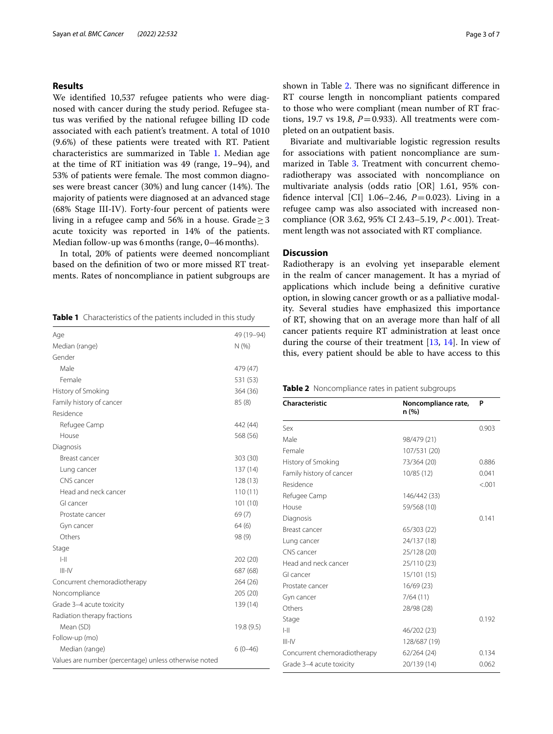## Results

We identified 10,537 refugee patients who were diagnosed with cancer during the study period. Refugee status was verified by the national refugee billing ID code associated with each patient's treatment. A total of 1010 (9.6%) of these patients were treated with RT. Patient characteristics are summarized in Table 1. Median age at the time of RT initiation was 49 (range, 19–94), and 53% of patients were female. The most common diagnoses were breast cancer (30%) and lung cancer (14%). The majority of patients were diagnosed at an advanced stage (68% Stage III-IV). Forty-four percent of patients were living in a refugee camp and 56% in a house. Grade $\geq 3$ acute toxicity was reported in 14% of the patients. Median follow-up was 6 months (range, 0–46 months).

In total, 20% of patients were deemed noncompliant based on the definition of two or more missed RT treatments. Rates of noncompliance in patient subgroups are shown in Table 2. There was no significant difference in RT course length in noncompliant patients compared to those who were compliant (mean number of RT fractions, 19.7 vs 19.8, $P = 0.933$). All treatments were completed on an outpatient basis.

Bivariate and multivariable logistic regression results for associations with patient noncompliance are summarized in Table 3. Treatment with concurrent chemoradiotherapy was associated with noncompliance on multivariate analysis (odds ratio [OR] 1.61, 95% confidence interval [CI] 1.06–2.46, $P = 0.023$). Living in a refugee camp was also associated with increased noncompliance (OR 3.62, 95% CI 2.43–5.19, $P < .001$). Treatment length was not associated with RT compliance.

**Table 1** Characteristics of the patients included in this study

| Age | 49 (19–94) |
|---|---|
| Median (range) | N (%) |
| Gender | |
| Male | 479 (47) |
| Female | 531 (53) |
| History of Smoking | 364 (36) |
| Family history of cancer | 85 (8) |
| Residence | |
| Refugee Camp | 442 (44) |
| House | 568 (56) |
| Diagnosis | |
| Breast cancer | 303 (30) |
| Lung cancer | 137 (14) |
| CNS cancer | 128 (13) |
| Head and neck cancer | 110 (11) |
| GI cancer | 101 (10) |
| Prostate cancer | 69 (7) |
| Gyn cancer | 64 (6) |
| Others | 98 (9) |
| Stage | |
| I-II | 202 (20) |
| III-IV | 687 (68) |
| Concurrent chemoradiotherapy | 264 (26) |
| Noncompliance | 205 (20) |
| Grade 3–4 acute toxicity | 139 (14) |
| Radiation therapy fractions | |
| Mean (SD) | 19.8 (9.5) |
| Follow-up (mo) | |
| Median (range) | 6 (0–46) |

Values are number (percentage) unless otherwise noted

**Table 2** Noncompliance rates in patient subgroups

| Characteristic | Noncompliance rate, n (%) | P |
|---|---|---|
| Sex | | 0.903 |
| Male | 98/479 (21) | |
| Female | 107/531 (20) | |
| History of Smoking | 73/364 (20) | 0.886 |
| Family history of cancer | 10/85 (12) | 0.041 |
| Residence | | <.001 |
| Refugee Camp | 146/442 (33) | |
| House | 59/568 (10) | |
| Diagnosis | | 0.141 |
| Breast cancer | 65/303 (22) | |
| Lung cancer | 24/137 (18) | |
| CNS cancer | 25/128 (20) | |
| Head and neck cancer | 25/110 (23) | |
| GI cancer | 15/101 (15) | |
| Prostate cancer | 16/69 (23) | |
| Gyn cancer | 7/64 (11) | |
| Others | 28/98 (28) | |
| Stage | | 0.192 |
| I-II | 46/202 (23) | |
| III-IV | 128/687 (19) | |
| Concurrent chemoradiotherapy | 62/264 (24) | 0.134 |
| Grade 3–4 acute toxicity | 20/139 (14) | 0.062 |

## Discussion

Radiotherapy is an evolving yet inseparable element in the realm of cancer management. It has a myriad of applications which include being a definitive curative option, in slowing cancer growth or as a palliative modality. Several studies have emphasized this importance of RT, showing that on an average more than half of all cancer patients require RT administration at least once during the course of their treatment [13, 14]. In view of this, every patient should be able to have access to this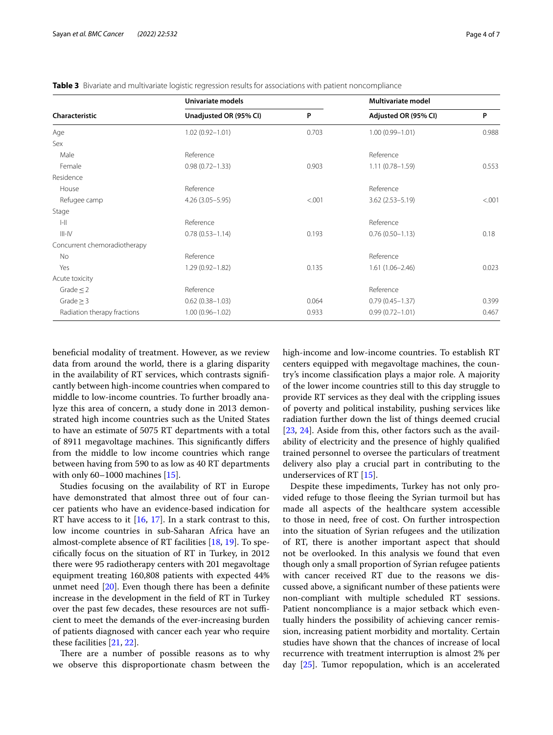**Table 3** Bivariate and multivariate logistic regression results for associations with patient noncompliance

| Characteristic | Univariate models | | Multivariate model | |
|---|---|---|---|---|
| | Unadjusted OR (95% CI) | P | Adjusted OR (95% CI) | P |
| Age | 1.02 (0.92–1.01) | 0.703 | 1.00 (0.99–1.01) | 0.988 |
| Sex | | | | |
| Male | Reference | | Reference | |
| Female | 0.98 (0.72–1.33) | 0.903 | 1.11 (0.78–1.59) | 0.553 |
| Residence | | | | |
| House | Reference | | Reference | |
| Refugee camp | 4.26 (3.05–5.95) | <.001 | 3.62 (2.53–5.19) | <.001 |
| Stage | | | | |
| I-II | Reference | | Reference | |
| III-IV | 0.78 (0.53–1.14) | 0.193 | 0.76 (0.50–1.13) | 0.18 |
| Concurrent chemoradiotherapy | | | | |
| No | Reference | | Reference | |
| Yes | 1.29 (0.92–1.82) | 0.135 | 1.61 (1.06–2.46) | 0.023 |
| Acute toxicity | | | | |
| Grade ≤ 2 | Reference | | Reference | |
| Grade ≥ 3 | 0.62 (0.38–1.03) | 0.064 | 0.79 (0.45–1.37) | 0.399 |
| Radiation therapy fractions | 1.00 (0.96–1.02) | 0.933 | 0.99 (0.72–1.01) | 0.467 |

beneficial modality of treatment. However, as we review data from around the world, there is a glaring disparity in the availability of RT services, which contrasts significantly between high-income countries when compared to middle to low-income countries. To further broadly analyze this area of concern, a study done in 2013 demonstrated high income countries such as the United States to have an estimate of 5075 RT departments with a total of 8911 megavoltage machines. This significantly differs from the middle to low income countries which range between having from 590 to as low as 40 RT departments with only 60–1000 machines [15].

Studies focusing on the availability of RT in Europe have demonstrated that almost three out of four cancer patients who have an evidence-based indication for RT have access to it [16, 17]. In a stark contrast to this, low income countries in sub-Saharan Africa have an almost-complete absence of RT facilities [18, 19]. To specifically focus on the situation of RT in Turkey, in 2012 there were 95 radiotherapy centers with 201 megavoltage equipment treating 160,808 patients with expected 44% unmet need [20]. Even though there has been a definite increase in the development in the field of RT in Turkey over the past few decades, these resources are not sufficient to meet the demands of the ever-increasing burden of patients diagnosed with cancer each year who require these facilities [21, 22].

There are a number of possible reasons as to why we observe this disproportionate chasm between the high-income and low-income countries. To establish RT centers equipped with megavoltage machines, the country's income classification plays a major role. A majority of the lower income countries still to this day struggle to provide RT services as they deal with the crippling issues of poverty and political instability, pushing services like radiation further down the list of things deemed crucial [23, 24]. Aside from this, other factors such as the availability of electricity and the presence of highly qualified trained personnel to oversee the particulars of treatment delivery also play a crucial part in contributing to the underservices of RT [15].

Despite these impediments, Turkey has not only provided refuge to those fleeing the Syrian turmoil but has made all aspects of the healthcare system accessible to those in need, free of cost. On further introspection into the situation of Syrian refugees and the utilization of RT, there is another important aspect that should not be overlooked. In this analysis we found that even though only a small proportion of Syrian refugee patients with cancer received RT due to the reasons we discussed above, a significant number of these patients were non-compliant with multiple scheduled RT sessions. Patient noncompliance is a major setback which eventually hinders the possibility of achieving cancer remission, increasing patient morbidity and mortality. Certain studies have shown that the chances of increase of local recurrence with treatment interruption is almost 2% per day [25]. Tumor repopulation, which is an accelerated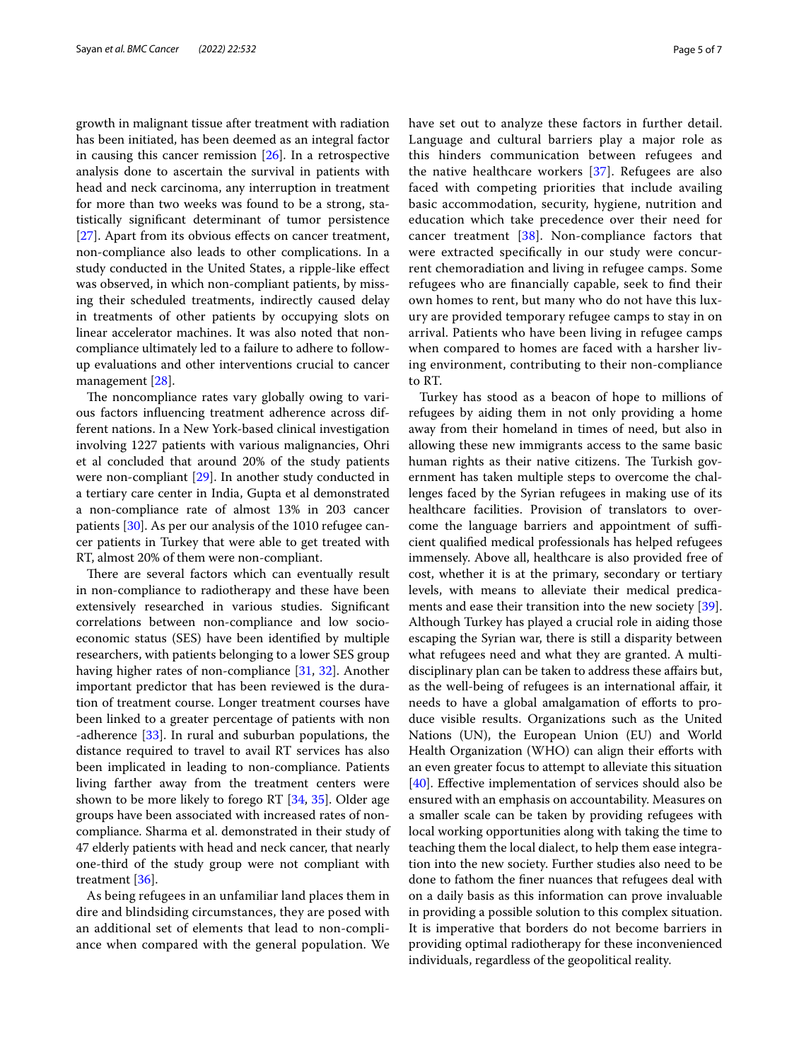growth in malignant tissue after treatment with radiation has been initiated, has been deemed as an integral factor in causing this cancer remission [26]. In a retrospective analysis done to ascertain the survival in patients with head and neck carcinoma, any interruption in treatment for more than two weeks was found to be a strong, statistically significant determinant of tumor persistence [27]. Apart from its obvious effects on cancer treatment, non-compliance also leads to other complications. In a study conducted in the United States, a ripple-like effect was observed, in which non-compliant patients, by missing their scheduled treatments, indirectly caused delay in treatments of other patients by occupying slots on linear accelerator machines. It was also noted that non-compliance ultimately led to a failure to adhere to follow-up evaluations and other interventions crucial to cancer management [28].

The noncompliance rates vary globally owing to various factors influencing treatment adherence across different nations. In a New York-based clinical investigation involving 1227 patients with various malignancies, Ohri et al concluded that around 20% of the study patients were non-compliant [29]. In another study conducted in a tertiary care center in India, Gupta et al demonstrated a non-compliance rate of almost 13% in 203 cancer patients [30]. As per our analysis of the 1010 refugee cancer patients in Turkey that were able to get treated with RT, almost 20% of them were non-compliant.

There are several factors which can eventually result in non-compliance to radiotherapy and these have been extensively researched in various studies. Significant correlations between non-compliance and low socioeconomic status (SES) have been identified by multiple researchers, with patients belonging to a lower SES group having higher rates of non-compliance [31, 32]. Another important predictor that has been reviewed is the duration of treatment course. Longer treatment courses have been linked to a greater percentage of patients with non -adherence [33]. In rural and suburban populations, the distance required to travel to avail RT services has also been implicated in leading to non-compliance. Patients living farther away from the treatment centers were shown to be more likely to forego RT [34, 35]. Older age groups have been associated with increased rates of non-compliance. Sharma et al. demonstrated in their study of 47 elderly patients with head and neck cancer, that nearly one-third of the study group were not compliant with treatment [36].

As being refugees in an unfamiliar land places them in dire and blindsiding circumstances, they are posed with an additional set of elements that lead to non-compliance when compared with the general population. We have set out to analyze these factors in further detail. Language and cultural barriers play a major role as this hinders communication between refugees and the native healthcare workers [37]. Refugees are also faced with competing priorities that include availing basic accommodation, security, hygiene, nutrition and education which take precedence over their need for cancer treatment [38]. Non-compliance factors that were extracted specifically in our study were concurrent chemoradiation and living in refugee camps. Some refugees who are financially capable, seek to find their own homes to rent, but many who do not have this luxury are provided temporary refugee camps to stay in on arrival. Patients who have been living in refugee camps when compared to homes are faced with a harsher living environment, contributing to their non-compliance to RT.

Turkey has stood as a beacon of hope to millions of refugees by aiding them in not only providing a home away from their homeland in times of need, but also in allowing these new immigrants access to the same basic human rights as their native citizens. The Turkish government has taken multiple steps to overcome the challenges faced by the Syrian refugees in making use of its healthcare facilities. Provision of translators to overcome the language barriers and appointment of sufficient qualified medical professionals has helped refugees immensely. Above all, healthcare is also provided free of cost, whether it is at the primary, secondary or tertiary levels, with means to alleviate their medical predicaments and ease their transition into the new society [39]. Although Turkey has played a crucial role in aiding those escaping the Syrian war, there is still a disparity between what refugees need and what they are granted. A multidisciplinary plan can be taken to address these affairs but, as the well-being of refugees is an international affair, it needs to have a global amalgamation of efforts to produce visible results. Organizations such as the United Nations (UN), the European Union (EU) and World Health Organization (WHO) can align their efforts with an even greater focus to attempt to alleviate this situation [40]. Effective implementation of services should also be ensured with an emphasis on accountability. Measures on a smaller scale can be taken by providing refugees with local working opportunities along with taking the time to teaching them the local dialect, to help them ease integration into the new society. Further studies also need to be done to fathom the finer nuances that refugees deal with on a daily basis as this information can prove invaluable in providing a possible solution to this complex situation. It is imperative that borders do not become barriers in providing optimal radiotherapy for these inconvenienced individuals, regardless of the geopolitical reality.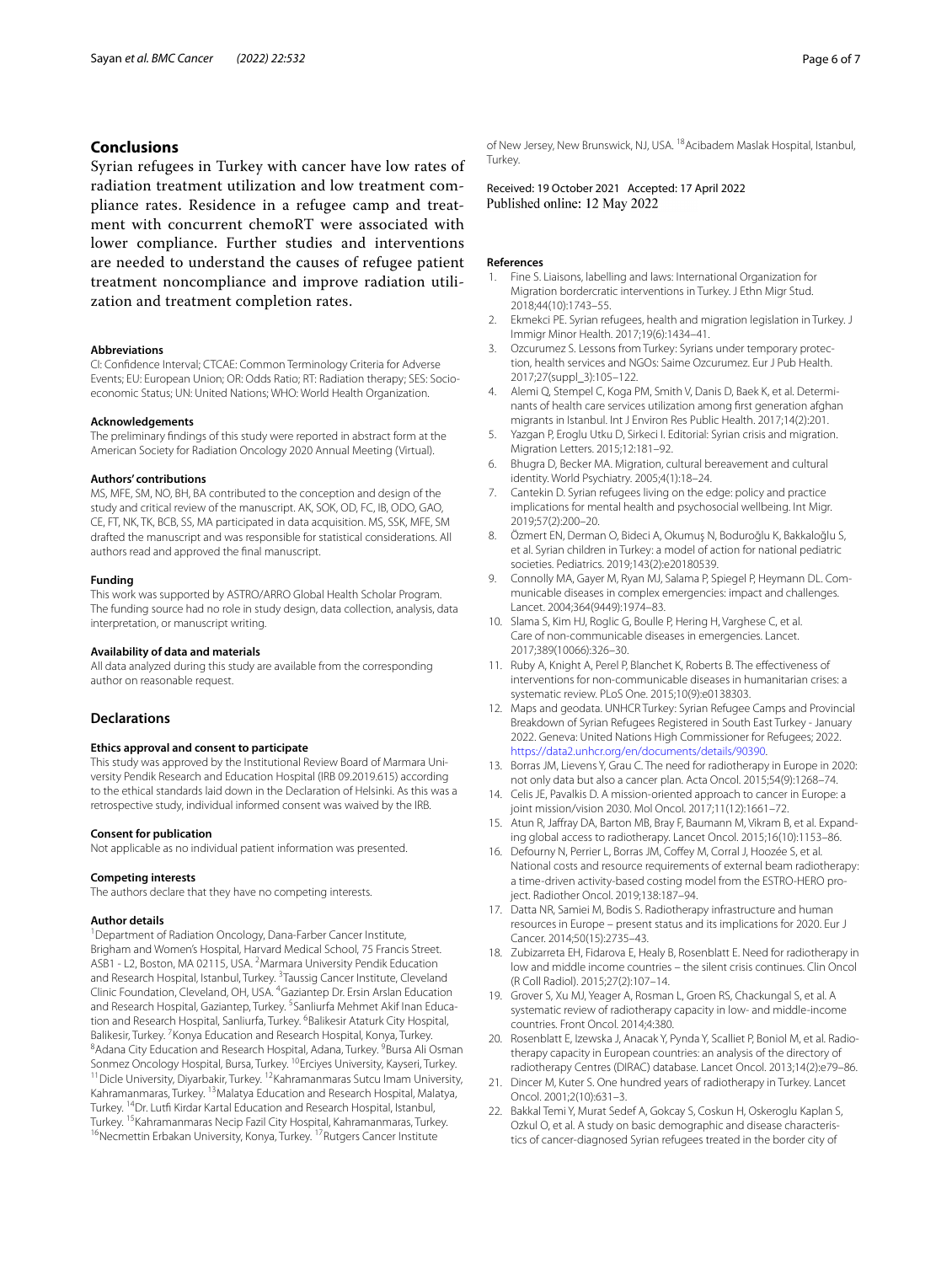## Conclusions

Syrian refugees in Turkey with cancer have low rates of radiation treatment utilization and low treatment compliance rates. Residence in a refugee camp and treatment with concurrent chemoRT were associated with lower compliance. Further studies and interventions are needed to understand the causes of refugee patient treatment noncompliance and improve radiation utilization and treatment completion rates.

#### Abbreviations

CI: Confidence Interval; CTCAE: Common Terminology Criteria for Adverse Events; EU: European Union; OR: Odds Ratio; RT: Radiation therapy; SES: Socioeconomic Status; UN: United Nations; WHO: World Health Organization.

#### Acknowledgements

The preliminary findings of this study were reported in abstract form at the American Society for Radiation Oncology 2020 Annual Meeting (Virtual).

#### Authors' contributions

MS, MFE, SM, NO, BH, BA contributed to the conception and design of the study and critical review of the manuscript. AK, SOK, OD, FC, IB, ODO, GAO, CE, FT, NK, TK, BCB, SS, MA participated in data acquisition. MS, SSK, MFE, SM drafted the manuscript and was responsible for statistical considerations. All authors read and approved the final manuscript.

#### Funding

This work was supported by ASTRO/ARRO Global Health Scholar Program. The funding source had no role in study design, data collection, analysis, data interpretation, or manuscript writing.

#### Availability of data and materials

All data analyzed during this study are available from the corresponding author on reasonable request.

## Declarations

#### Ethics approval and consent to participate

This study was approved by the Institutional Review Board of Marmara University Pendik Research and Education Hospital (IRB 09.2019.615) according to the ethical standards laid down in the Declaration of Helsinki. As this was a retrospective study, individual informed consent was waived by the IRB.

#### Consent for publication

Not applicable as no individual patient information was presented.

#### Competing interests

The authors declare that they have no competing interests.

#### Author details

[1]Department of Radiation Oncology, Dana-Farber Cancer Institute, Brigham and Women's Hospital, Harvard Medical School, 75 Francis Street. ASB1 - L2, Boston, MA 02115, USA. [2]Marmara University Pendik Education and Research Hospital, Istanbul, Turkey. [3]Taussig Cancer Institute, Cleveland Clinic Foundation, Cleveland, OH, USA. [4]Gaziantep Dr. Ersin Arslan Education and Research Hospital, Gaziantep, Turkey. [5]Sanliurfa Mehmet Akif Inan Education and Research Hospital, Sanliurfa, Turkey. [6]Balikesir Ataturk City Hospital, Balikesir, Turkey. [7]Konya Education and Research Hospital, Konya, Turkey. [8]Adana City Education and Research Hospital, Adana, Turkey. [9]Bursa Ali Osman Sonmez Oncology Hospital, Bursa, Turkey. [10]Erciyes University, Kayseri, Turkey. [11]Dicle University, Diyarbakir, Turkey. [12]Kahramanmaras Sutcu Imam University, Kahramanmaras, Turkey. [13]Malatya Education and Research Hospital, Malatya, Turkey. [14]Dr. Lutfi Kirdar Kartal Education and Research Hospital, Istanbul, Turkey. [15]Kahramanmaras Necip Fazil City Hospital, Kahramanmaras, Turkey. [16]Necmettin Erbakan University, Konya, Turkey. [17]Rutgers Cancer Institute of New Jersey, New Brunswick, NJ, USA. [18]Acibadem Maslak Hospital, Istanbul, Turkey.

Received: 19 October 2021 Accepted: 17 April 2022
Published online: 12 May 2022

#### References

1. Fine S. Liaisons, labelling and laws: International Organization for Migration bordercratic interventions in Turkey. J Ethn Migr Stud. 2018;44(10):1743–55.
2. Ekmekci PE. Syrian refugees, health and migration legislation in Turkey. J Immigr Minor Health. 2017;19(6):1434–41.
3. Ozcurumez S. Lessons from Turkey: Syrians under temporary protection, health services and NGOs: Saime Ozcurumez. Eur J Pub Health. 2017;27(suppl_3):105–122.
4. Alemi Q, Stempel C, Koga PM, Smith V, Danis D, Baek K, et al. Determinants of health care services utilization among first generation afghan migrants in Istanbul. Int J Environ Res Public Health. 2017;14(2):201.
5. Yazgan P, Eroglu Utku D, Sirkeci I. Editorial: Syrian crisis and migration. Migration Letters. 2015;12:181–92.
6. Bhugra D, Becker MA. Migration, cultural bereavement and cultural identity. World Psychiatry. 2005;4(1):18–24.
7. Cantekin D. Syrian refugees living on the edge: policy and practice implications for mental health and psychosocial wellbeing. Int Migr. 2019;57(2):200–20.
8. Özmert EN, Derman O, Bideci A, Okumuş N, Boduroğlu K, Bakkaloğlu S, et al. Syrian children in Turkey: a model of action for national pediatric societies. Pediatrics. 2019;143(2):e20180539.
9. Connolly MA, Gayer M, Ryan MJ, Salama P, Spiegel P, Heymann DL. Communicable diseases in complex emergencies: impact and challenges. Lancet. 2004;364(9449):1974–83.
10. Slama S, Kim HJ, Roglic G, Boulle P, Hering H, Varghese C, et al. Care of non-communicable diseases in emergencies. Lancet. 2017;389(10066):326–30.
11. Ruby A, Knight A, Perel P, Blanchet K, Roberts B. The effectiveness of interventions for non-communicable diseases in humanitarian crises: a systematic review. PLoS One. 2015;10(9):e0138303.
12. Maps and geodata. UNHCR Turkey: Syrian Refugee Camps and Provincial Breakdown of Syrian Refugees Registered in South East Turkey - January 2022. Geneva: United Nations High Commissioner for Refugees; 2022. https://data2.unhcr.org/en/documents/details/90390.
13. Borras JM, Lievens Y, Grau C. The need for radiotherapy in Europe in 2020: not only data but also a cancer plan. Acta Oncol. 2015;54(9):1268–74.
14. Celis JE, Pavalkis D. A mission-oriented approach to cancer in Europe: a joint mission/vision 2030. Mol Oncol. 2017;11(12):1661–72.
15. Atun R, Jaffray DA, Barton MB, Bray F, Baumann M, Vikram B, et al. Expanding global access to radiotherapy. Lancet Oncol. 2015;16(10):1153–86.
16. Defourny N, Perrier L, Borras JM, Coffey M, Corral J, Hoozée S, et al. National costs and resource requirements of external beam radiotherapy: a time-driven activity-based costing model from the ESTRO-HERO project. Radiother Oncol. 2019;138:187–94.
17. Datta NR, Samiei M, Bodis S. Radiotherapy infrastructure and human resources in Europe – present status and its implications for 2020. Eur J Cancer. 2014;50(15):2735–43.
18. Zubizarreta EH, Fidarova E, Healy B, Rosenblatt E. Need for radiotherapy in low and middle income countries – the silent crisis continues. Clin Oncol (R Coll Radiol). 2015;27(2):107–14.
19. Grover S, Xu MJ, Yeager A, Rosman L, Groen RS, Chackungal S, et al. A systematic review of radiotherapy capacity in low- and middle-income countries. Front Oncol. 2014;4:380.
20. Rosenblatt E, Izewska J, Anacak Y, Pynda Y, Scalliet P, Boniol M, et al. Radiotherapy capacity in European countries: an analysis of the directory of radiotherapy centres (DIRAC) database. Lancet Oncol. 2013;14(2):e79–86.
21. Dincer M, Kuter S. One hundred years of radiotherapy in Turkey. Lancet Oncol. 2001;2(10):631–3.
22. Bakkal Temi Y, Murat Sedef A, Gokcay S, Coskun H, Oskeroglu Kaplan S, Ozkul O, et al. A study on basic demographic and disease characteristics of cancer-diagnosed Syrian refugees treated in the border city of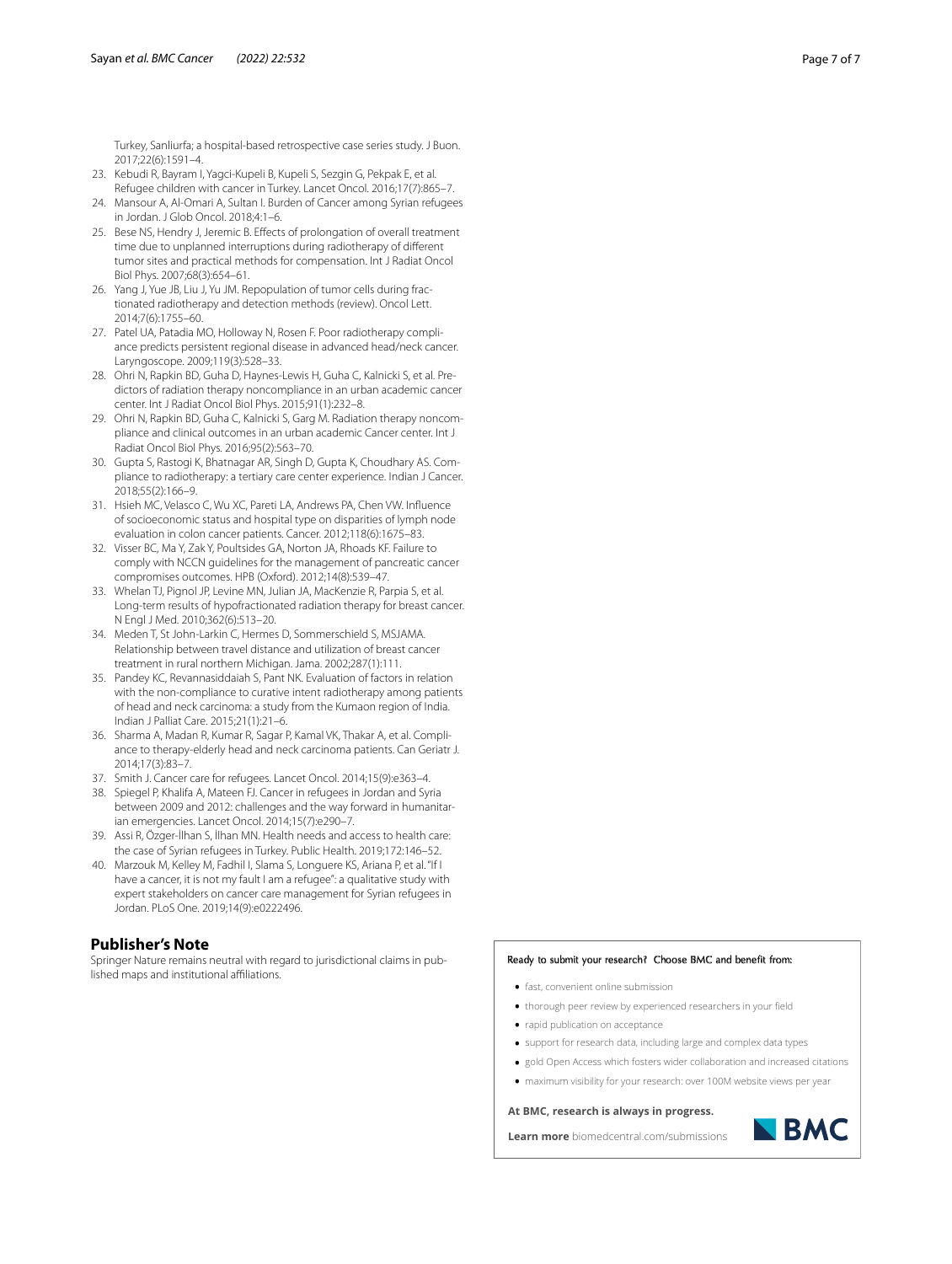Turkey, Sanliurfa; a hospital-based retrospective case series study. J Buon. 2017;22(6):1591–4.

23. Kebudi R, Bayram I, Yagci-Kupeli B, Kupeli S, Sezgin G, Pekpak E, et al. Refugee children with cancer in Turkey. Lancet Oncol. 2016;17(7):865–7.
24. Mansour A, Al-Omari A, Sultan I. Burden of Cancer among Syrian refugees in Jordan. J Glob Oncol. 2018;4:1–6.
25. Bese NS, Hendry J, Jeremic B. Effects of prolongation of overall treatment time due to unplanned interruptions during radiotherapy of different tumor sites and practical methods for compensation. Int J Radiat Oncol Biol Phys. 2007;68(3):654–61.
26. Yang J, Yue JB, Liu J, Yu JM. Repopulation of tumor cells during fractionated radiotherapy and detection methods (review). Oncol Lett. 2014;7(6):1755–60.
27. Patel UA, Patadia MO, Holloway N, Rosen F. Poor radiotherapy compliance predicts persistent regional disease in advanced head/neck cancer. Laryngoscope. 2009;119(3):528–33.
28. Ohri N, Rapkin BD, Guha D, Haynes-Lewis H, Guha C, Kalnicki S, et al. Predictors of radiation therapy noncompliance in an urban academic cancer center. Int J Radiat Oncol Biol Phys. 2015;91(1):232–8.
29. Ohri N, Rapkin BD, Guha C, Kalnicki S, Garg M. Radiation therapy noncompliance and clinical outcomes in an urban academic Cancer center. Int J Radiat Oncol Biol Phys. 2016;95(2):563–70.
30. Gupta S, Rastogi K, Bhatnagar AR, Singh D, Gupta K, Choudhary AS. Compliance to radiotherapy: a tertiary care center experience. Indian J Cancer. 2018;55(2):166–9.
31. Hsieh MC, Velasco C, Wu XC, Pareti LA, Andrews PA, Chen VW. Influence of socioeconomic status and hospital type on disparities of lymph node evaluation in colon cancer patients. Cancer. 2012;118(6):1675–83.
32. Visser BC, Ma Y, Zak Y, Poultsides GA, Norton JA, Rhoads KF. Failure to comply with NCCN guidelines for the management of pancreatic cancer compromises outcomes. HPB (Oxford). 2012;14(8):539–47.
33. Whelan TJ, Pignol JP, Levine MN, Julian JA, MacKenzie R, Parpia S, et al. Long-term results of hypofractionated radiation therapy for breast cancer. N Engl J Med. 2010;362(6):513–20.
34. Meden T, St John-Larkin C, Hermes D, Sommerschield S, MSJAMA. Relationship between travel distance and utilization of breast cancer treatment in rural northern Michigan. Jama. 2002;287(1):111.
35. Pandey KC, Revannasiddaiah S, Pant NK. Evaluation of factors in relation with the non-compliance to curative intent radiotherapy among patients of head and neck carcinoma: a study from the Kumaon region of India. Indian J Palliat Care. 2015;21(1):21–6.
36. Sharma A, Madan R, Kumar R, Sagar P, Kamal VK, Thakar A, et al. Compliance to therapy-elderly head and neck carcinoma patients. Can Geriatr J. 2014;17(3):83–7.
37. Smith J. Cancer care for refugees. Lancet Oncol. 2014;15(9):e363–4.
38. Spiegel P, Khalifa A, Mateen FJ. Cancer in refugees in Jordan and Syria between 2009 and 2012: challenges and the way forward in humanitarian emergencies. Lancet Oncol. 2014;15(7):e290–7.
39. Assi R, Özger-İlhan S, İlhan MN. Health needs and access to health care: the case of Syrian refugees in Turkey. Public Health. 2019;172:146–52.
40. Marzouk M, Kelley M, Fadhil I, Slama S, Longuere KS, Ariana P, et al. "If I have a cancer, it is not my fault I am a refugee": a qualitative study with expert stakeholders on cancer care management for Syrian refugees in Jordan. PLoS One. 2019;14(9):e0222496.

## Publisher's Note

Springer Nature remains neutral with regard to jurisdictional claims in published maps and institutional affiliations.

Ready to submit your research? Choose BMC and benefit from:

- fast, convenient online submission
- thorough peer review by experienced researchers in your field
- rapid publication on acceptance
- support for research data, including large and complex data types
- gold Open Access which fosters wider collaboration and increased citations
- maximum visibility for your research: over 100M website views per year

**At BMC, research is always in progress.**

**Learn more** biomedcentral.com/submissions

BMC